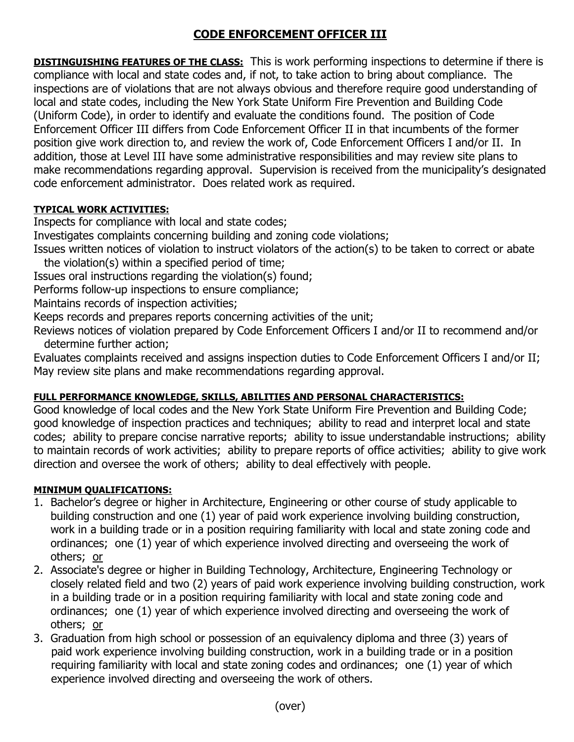# CODE ENFORCEMENT OFFICER III

**DISTINGUISHING FEATURES OF THE CLASS:** This is work performing inspections to determine if there is compliance with local and state codes and, if not, to take action to bring about compliance. The inspections are of violations that are not always obvious and therefore require good understanding of local and state codes, including the New York State Uniform Fire Prevention and Building Code (Uniform Code), in order to identify and evaluate the conditions found. The position of Code Enforcement Officer III differs from Code Enforcement Officer II in that incumbents of the former position give work direction to, and review the work of, Code Enforcement Officers I and/or II. In addition, those at Level III have some administrative responsibilities and may review site plans to make recommendations regarding approval. Supervision is received from the municipality's designated code enforcement administrator. Does related work as required.

**TYPICAL WORK ACTIVITIES:**

Inspects for compliance with local and state codes;
Investigates complaints concerning building and zoning code violations;
Issues written notices of violation to instruct violators of the action(s) to be taken to correct or abate the violation(s) within a specified period of time;
Issues oral instructions regarding the violation(s) found;
Performs follow-up inspections to ensure compliance;
Maintains records of inspection activities;
Keeps records and prepares reports concerning activities of the unit;
Reviews notices of violation prepared by Code Enforcement Officers I and/or II to recommend and/or determine further action;
Evaluates complaints received and assigns inspection duties to Code Enforcement Officers I and/or II;
May review site plans and make recommendations regarding approval.

**FULL PERFORMANCE KNOWLEDGE, SKILLS, ABILITIES AND PERSONAL CHARACTERISTICS:**

Good knowledge of local codes and the New York State Uniform Fire Prevention and Building Code; good knowledge of inspection practices and techniques; ability to read and interpret local and state codes; ability to prepare concise narrative reports; ability to issue understandable instructions; ability to maintain records of work activities; ability to prepare reports of office activities; ability to give work direction and oversee the work of others; ability to deal effectively with people.

**MINIMUM QUALIFICATIONS:**

1. Bachelor's degree or higher in Architecture, Engineering or other course of study applicable to building construction and one (1) year of paid work experience involving building construction, work in a building trade or in a position requiring familiarity with local and state zoning code and ordinances; one (1) year of which experience involved directing and overseeing the work of others; or
2. Associate's degree or higher in Building Technology, Architecture, Engineering Technology or closely related field and two (2) years of paid work experience involving building construction, work in a building trade or in a position requiring familiarity with local and state zoning code and ordinances; one (1) year of which experience involved directing and overseeing the work of others; or
3. Graduation from high school or possession of an equivalency diploma and three (3) years of paid work experience involving building construction, work in a building trade or in a position requiring familiarity with local and state zoning codes and ordinances; one (1) year of which experience involved directing and overseeing the work of others.

(over)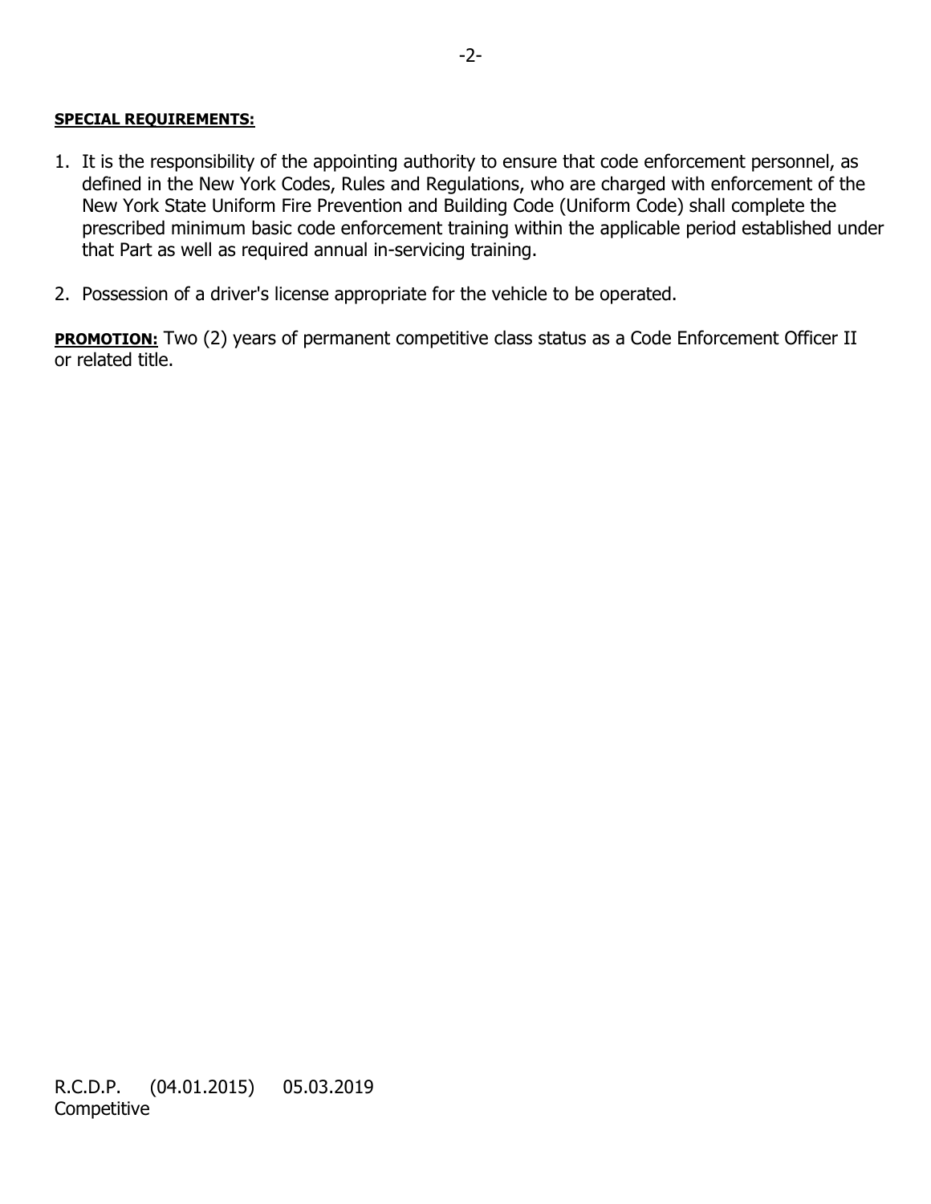**SPECIAL REQUIREMENTS:**

1. It is the responsibility of the appointing authority to ensure that code enforcement personnel, as defined in the New York Codes, Rules and Regulations, who are charged with enforcement of the New York State Uniform Fire Prevention and Building Code (Uniform Code) shall complete the prescribed minimum basic code enforcement training within the applicable period established under that Part as well as required annual in-servicing training.

2. Possession of a driver's license appropriate for the vehicle to be operated.

**PROMOTION:** Two (2) years of permanent competitive class status as a Code Enforcement Officer II or related title.

R.C.D.P. (04.01.2015) 05.03.2019
Competitive